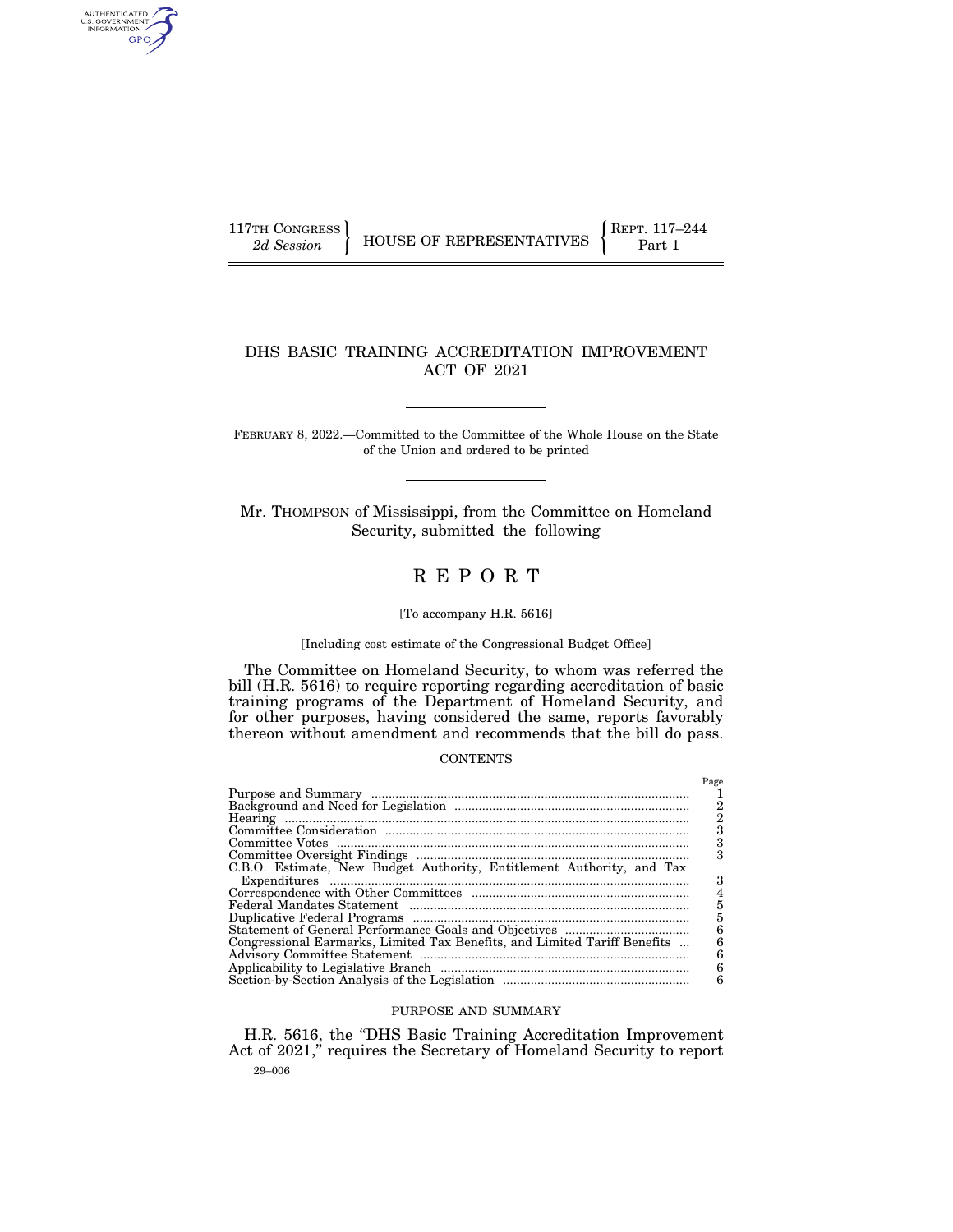117TH CONGRESS 2d Session | HOUSE OF REPRESENTATIVES | REPT. 117–244 Part 1

# DHS BASIC TRAINING ACCREDITATION IMPROVEMENT ACT OF 2021

FEBRUARY 8, 2022.—Committed to the Committee of the Whole House on the State of the Union and ordered to be printed

Mr. THOMPSON of Mississippi, from the Committee on Homeland Security, submitted the following

# REPORT

[To accompany H.R. 5616]

[Including cost estimate of the Congressional Budget Office]

The Committee on Homeland Security, to whom was referred the bill (H.R. 5616) to require reporting regarding accreditation of basic training programs of the Department of Homeland Security, and for other purposes, having considered the same, reports favorably thereon without amendment and recommends that the bill do pass.

CONTENTS

| | Page |
|---|---|
| Purpose and Summary | 1 |
| Background and Need for Legislation | 2 |
| Hearing | 2 |
| Committee Consideration | 3 |
| Committee Votes | 3 |
| Committee Oversight Findings | 3 |
| C.B.O. Estimate, New Budget Authority, Entitlement Authority, and Tax Expenditures | 3 |
| Correspondence with Other Committees | 4 |
| Federal Mandates Statement | 5 |
| Duplicative Federal Programs | 5 |
| Statement of General Performance Goals and Objectives | 6 |
| Congressional Earmarks, Limited Tax Benefits, and Limited Tariff Benefits | 6 |
| Advisory Committee Statement | 6 |
| Applicability to Legislative Branch | 6 |
| Section-by-Section Analysis of the Legislation | 6 |

## PURPOSE AND SUMMARY

H.R. 5616, the "DHS Basic Training Accreditation Improvement Act of 2021," requires the Secretary of Homeland Security to report

29–006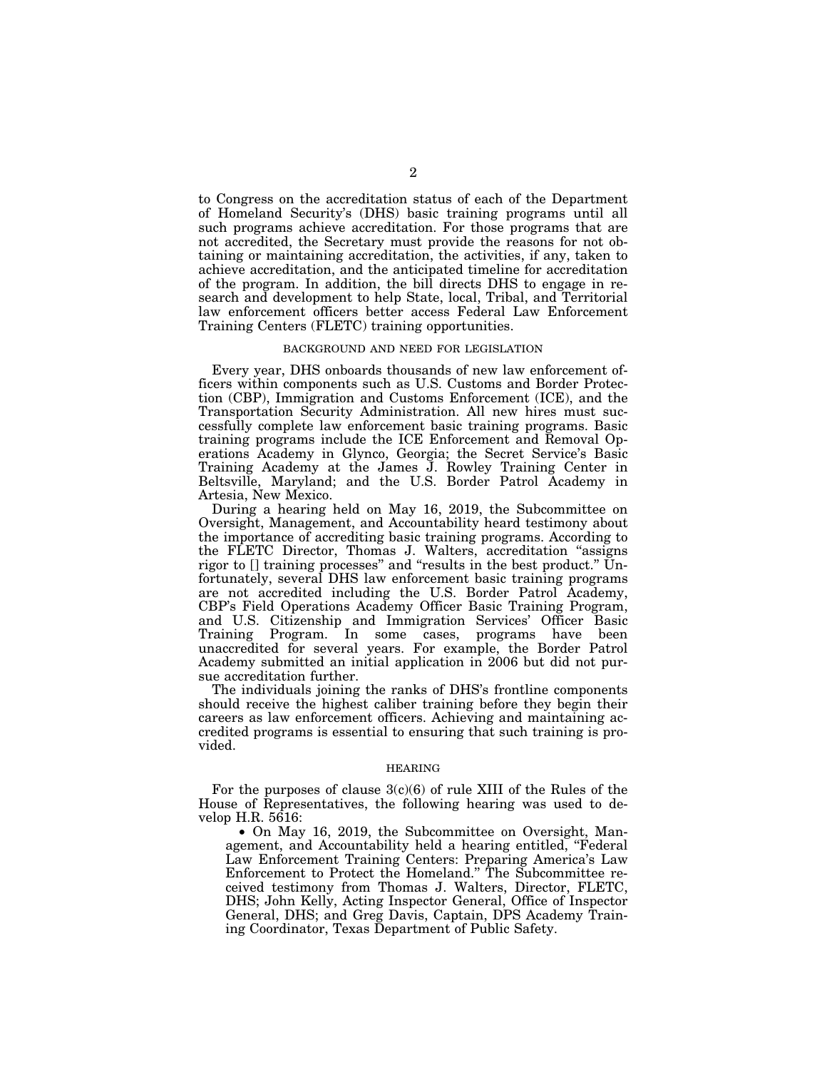to Congress on the accreditation status of each of the Department of Homeland Security's (DHS) basic training programs until all such programs achieve accreditation. For those programs that are not accredited, the Secretary must provide the reasons for not obtaining or maintaining accreditation, the activities, if any, taken to achieve accreditation, and the anticipated timeline for accreditation of the program. In addition, the bill directs DHS to engage in research and development to help State, local, Tribal, and Territorial law enforcement officers better access Federal Law Enforcement Training Centers (FLETC) training opportunities.

## BACKGROUND AND NEED FOR LEGISLATION

Every year, DHS onboards thousands of new law enforcement officers within components such as U.S. Customs and Border Protection (CBP), Immigration and Customs Enforcement (ICE), and the Transportation Security Administration. All new hires must successfully complete law enforcement basic training programs. Basic training programs include the ICE Enforcement and Removal Operations Academy in Glynco, Georgia; the Secret Service's Basic Training Academy at the James J. Rowley Training Center in Beltsville, Maryland; and the U.S. Border Patrol Academy in Artesia, New Mexico.

During a hearing held on May 16, 2019, the Subcommittee on Oversight, Management, and Accountability heard testimony about the importance of accrediting basic training programs. According to the FLETC Director, Thomas J. Walters, accreditation "assigns rigor to [] training processes" and "results in the best product." Unfortunately, several DHS law enforcement basic training programs are not accredited including the U.S. Border Patrol Academy, CBP's Field Operations Academy Officer Basic Training Program, and U.S. Citizenship and Immigration Services' Officer Basic Training Program. In some cases, programs have been unaccredited for several years. For example, the Border Patrol Academy submitted an initial application in 2006 but did not pursue accreditation further.

The individuals joining the ranks of DHS's frontline components should receive the highest caliber training before they begin their careers as law enforcement officers. Achieving and maintaining accredited programs is essential to ensuring that such training is provided.

## HEARING

For the purposes of clause 3(c)(6) of rule XIII of the Rules of the House of Representatives, the following hearing was used to develop H.R. 5616:

- On May 16, 2019, the Subcommittee on Oversight, Management, and Accountability held a hearing entitled, "Federal Law Enforcement Training Centers: Preparing America's Law Enforcement to Protect the Homeland." The Subcommittee received testimony from Thomas J. Walters, Director, FLETC, DHS; John Kelly, Acting Inspector General, Office of Inspector General, DHS; and Greg Davis, Captain, DPS Academy Training Coordinator, Texas Department of Public Safety.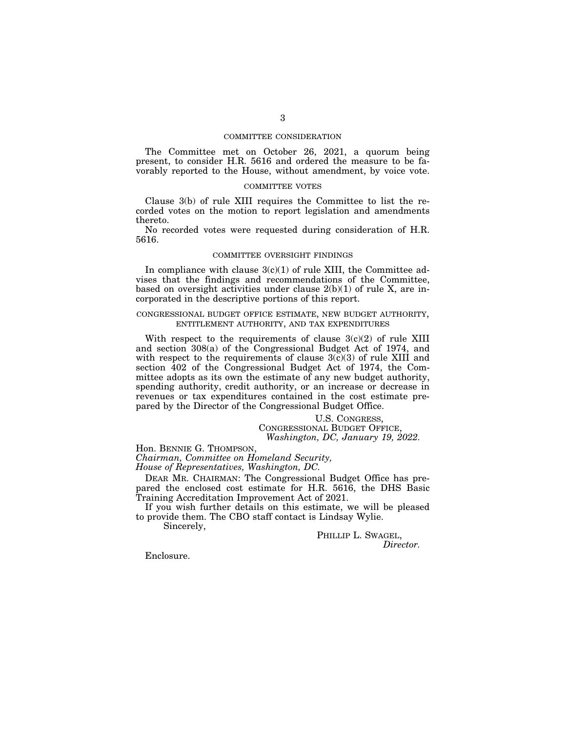## COMMITTEE CONSIDERATION

The Committee met on October 26, 2021, a quorum being present, to consider H.R. 5616 and ordered the measure to be favorably reported to the House, without amendment, by voice vote.

## COMMITTEE VOTES

Clause 3(b) of rule XIII requires the Committee to list the recorded votes on the motion to report legislation and amendments thereto.

No recorded votes were requested during consideration of H.R. 5616.

## COMMITTEE OVERSIGHT FINDINGS

In compliance with clause 3(c)(1) of rule XIII, the Committee advises that the findings and recommendations of the Committee, based on oversight activities under clause 2(b)(1) of rule X, are incorporated in the descriptive portions of this report.

## CONGRESSIONAL BUDGET OFFICE ESTIMATE, NEW BUDGET AUTHORITY, ENTITLEMENT AUTHORITY, AND TAX EXPENDITURES

With respect to the requirements of clause 3(c)(2) of rule XIII and section 308(a) of the Congressional Budget Act of 1974, and with respect to the requirements of clause 3(c)(3) of rule XIII and section 402 of the Congressional Budget Act of 1974, the Committee adopts as its own the estimate of any new budget authority, spending authority, credit authority, or an increase or decrease in revenues or tax expenditures contained in the cost estimate prepared by the Director of the Congressional Budget Office.

U.S. CONGRESS,
CONGRESSIONAL BUDGET OFFICE,
*Washington, DC, January 19, 2022.*

Hon. BENNIE G. THOMPSON,
*Chairman, Committee on Homeland Security,*
*House of Representatives, Washington, DC.*

DEAR MR. CHAIRMAN: The Congressional Budget Office has prepared the enclosed cost estimate for H.R. 5616, the DHS Basic Training Accreditation Improvement Act of 2021.

If you wish further details on this estimate, we will be pleased to provide them. The CBO staff contact is Lindsay Wylie.

Sincerely,

PHILLIP L. SWAGEL,
*Director.*

Enclosure.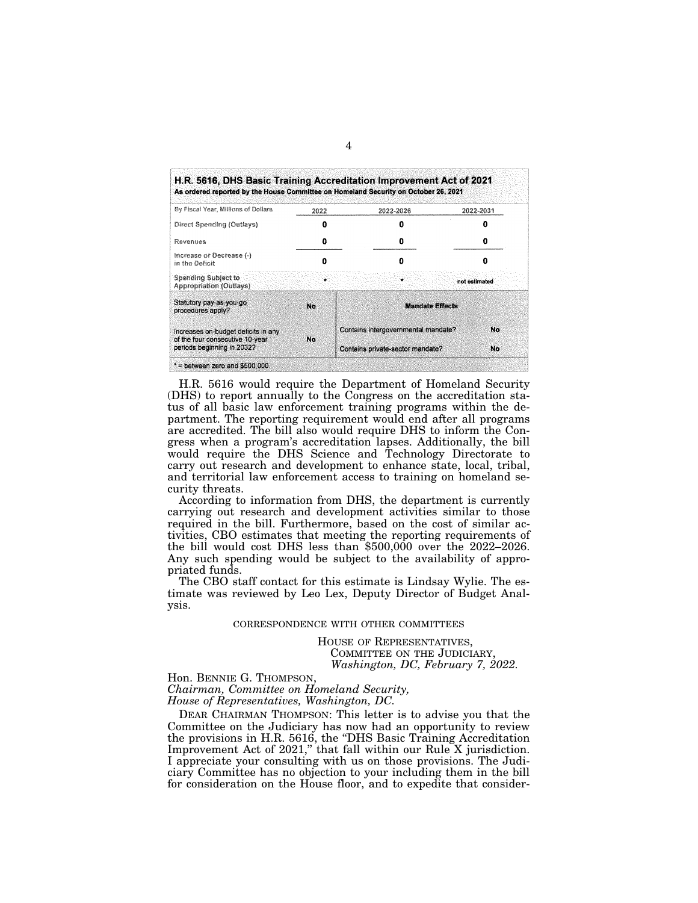**H.R. 5616, DHS Basic Training Accreditation Improvement Act of 2021**
**As ordered reported by the House Committee on Homeland Security on October 26, 2021**

| By Fiscal Year, Millions of Dollars | 2022 | 2022-2026 | 2022-2031 |
|---|---|---|---|
| Direct Spending (Outlays) | 0 | 0 | 0 |
| Revenues | 0 | 0 | 0 |
| Increase or Decrease (-) in the Deficit | 0 | 0 | 0 |
| Spending Subject to Appropriation (Outlays) | * | * | not estimated |

| | | | |
|---|---|---|---|
| Statutory pay-as-you-go procedures apply? | No | **Mandate Effects** | |
| Increases on-budget deficits in any of the four consecutive 10-year periods beginning in 2032? | No | Contains intergovernmental mandate? | No |
| | | Contains private-sector mandate? | No |

\* = between zero and $500,000.

H.R. 5616 would require the Department of Homeland Security (DHS) to report annually to the Congress on the accreditation status of all basic law enforcement training programs within the department. The reporting requirement would end after all programs are accredited. The bill also would require DHS to inform the Congress when a program's accreditation lapses. Additionally, the bill would require the DHS Science and Technology Directorate to carry out research and development to enhance state, local, tribal, and territorial law enforcement access to training on homeland security threats.

According to information from DHS, the department is currently carrying out research and development activities similar to those required in the bill. Furthermore, based on the cost of similar activities, CBO estimates that meeting the reporting requirements of the bill would cost DHS less than $500,000 over the 2022–2026. Any such spending would be subject to the availability of appropriated funds.

The CBO staff contact for this estimate is Lindsay Wylie. The estimate was reviewed by Leo Lex, Deputy Director of Budget Analysis.

## CORRESPONDENCE WITH OTHER COMMITTEES

HOUSE OF REPRESENTATIVES,
COMMITTEE ON THE JUDICIARY,
*Washington, DC, February 7, 2022.*

Hon. BENNIE G. THOMPSON,
*Chairman, Committee on Homeland Security,*
*House of Representatives, Washington, DC.*

DEAR CHAIRMAN THOMPSON: This letter is to advise you that the Committee on the Judiciary has now had an opportunity to review the provisions in H.R. 5616, the "DHS Basic Training Accreditation Improvement Act of 2021," that fall within our Rule X jurisdiction. I appreciate your consulting with us on those provisions. The Judiciary Committee has no objection to your including them in the bill for consideration on the House floor, and to expedite that consider-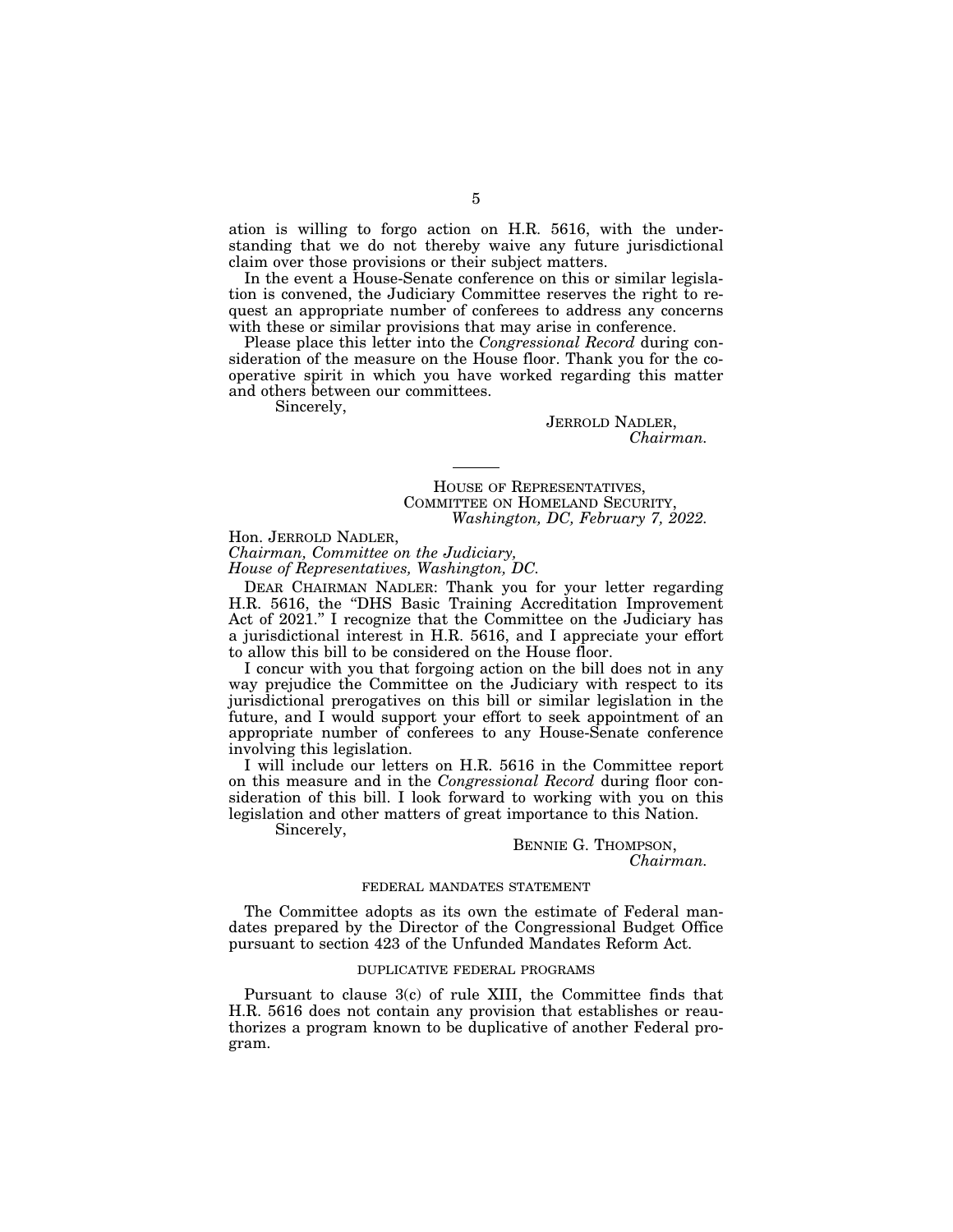ation is willing to forgo action on H.R. 5616, with the understanding that we do not thereby waive any future jurisdictional claim over those provisions or their subject matters.

In the event a House-Senate conference on this or similar legislation is convened, the Judiciary Committee reserves the right to request an appropriate number of conferees to address any concerns with these or similar provisions that may arise in conference.

Please place this letter into the *Congressional Record* during consideration of the measure on the House floor. Thank you for the cooperative spirit in which you have worked regarding this matter and others between our committees.

Sincerely,

JERROLD NADLER,
*Chairman.*

---

HOUSE OF REPRESENTATIVES,
COMMITTEE ON HOMELAND SECURITY,
*Washington, DC, February 7, 2022.*

Hon. JERROLD NADLER,
*Chairman, Committee on the Judiciary,*
*House of Representatives, Washington, DC.*

DEAR CHAIRMAN NADLER: Thank you for your letter regarding H.R. 5616, the "DHS Basic Training Accreditation Improvement Act of 2021." I recognize that the Committee on the Judiciary has a jurisdictional interest in H.R. 5616, and I appreciate your effort to allow this bill to be considered on the House floor.

I concur with you that forgoing action on the bill does not in any way prejudice the Committee on the Judiciary with respect to its jurisdictional prerogatives on this bill or similar legislation in the future, and I would support your effort to seek appointment of an appropriate number of conferees to any House-Senate conference involving this legislation.

I will include our letters on H.R. 5616 in the Committee report on this measure and in the *Congressional Record* during floor consideration of this bill. I look forward to working with you on this legislation and other matters of great importance to this Nation.

Sincerely,

BENNIE G. THOMPSON,
*Chairman.*

## FEDERAL MANDATES STATEMENT

The Committee adopts as its own the estimate of Federal mandates prepared by the Director of the Congressional Budget Office pursuant to section 423 of the Unfunded Mandates Reform Act.

## DUPLICATIVE FEDERAL PROGRAMS

Pursuant to clause 3(c) of rule XIII, the Committee finds that H.R. 5616 does not contain any provision that establishes or reauthorizes a program known to be duplicative of another Federal program.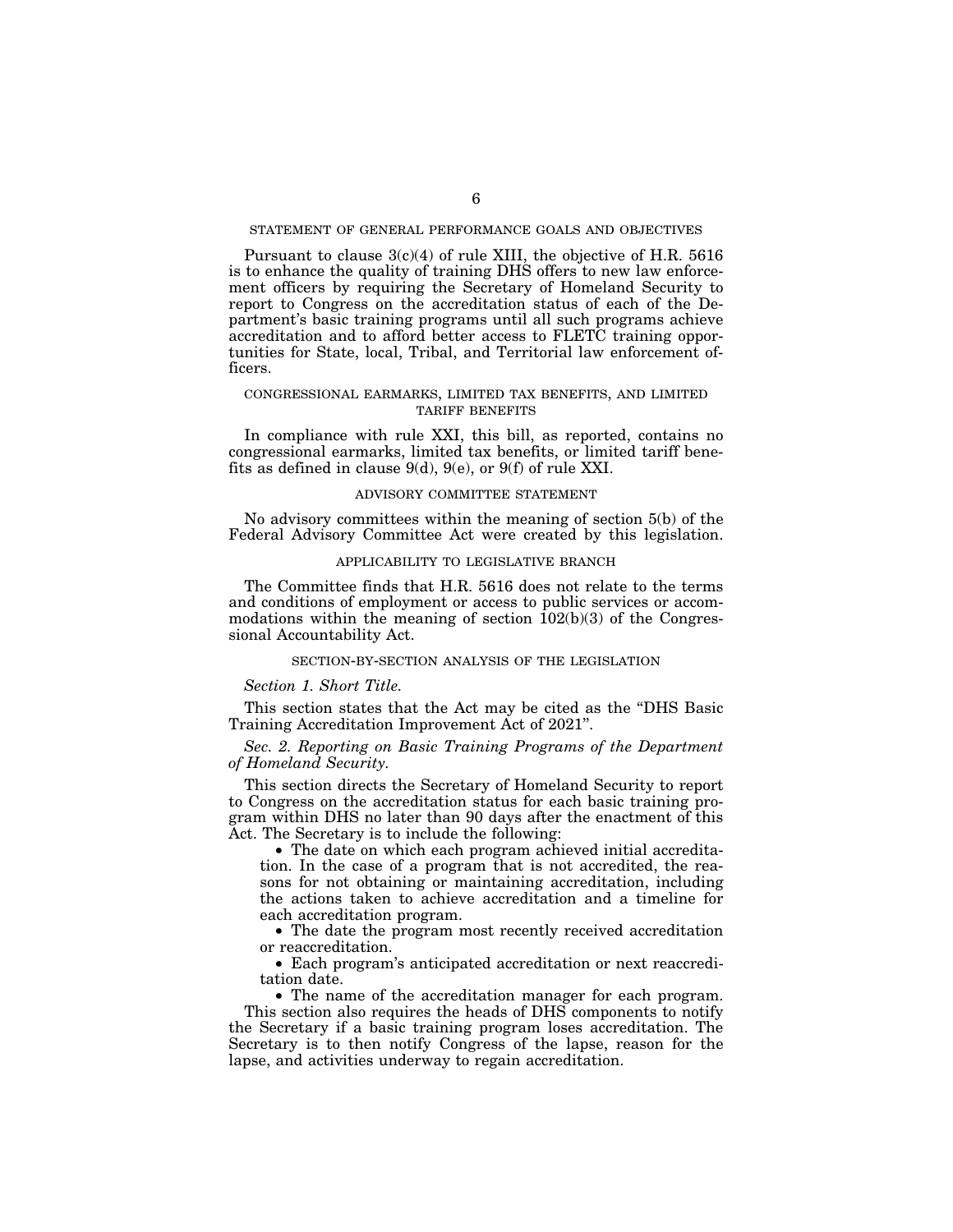## STATEMENT OF GENERAL PERFORMANCE GOALS AND OBJECTIVES

Pursuant to clause 3(c)(4) of rule XIII, the objective of H.R. 5616 is to enhance the quality of training DHS offers to new law enforcement officers by requiring the Secretary of Homeland Security to report to Congress on the accreditation status of each of the Department's basic training programs until all such programs achieve accreditation and to afford better access to FLETC training opportunities for State, local, Tribal, and Territorial law enforcement officers.

## CONGRESSIONAL EARMARKS, LIMITED TAX BENEFITS, AND LIMITED TARIFF BENEFITS

In compliance with rule XXI, this bill, as reported, contains no congressional earmarks, limited tax benefits, or limited tariff benefits as defined in clause 9(d), 9(e), or 9(f) of rule XXI.

## ADVISORY COMMITTEE STATEMENT

No advisory committees within the meaning of section 5(b) of the Federal Advisory Committee Act were created by this legislation.

## APPLICABILITY TO LEGISLATIVE BRANCH

The Committee finds that H.R. 5616 does not relate to the terms and conditions of employment or access to public services or accommodations within the meaning of section 102(b)(3) of the Congressional Accountability Act.

## SECTION-BY-SECTION ANALYSIS OF THE LEGISLATION

*Section 1. Short Title.*

This section states that the Act may be cited as the "DHS Basic Training Accreditation Improvement Act of 2021".

*Sec. 2. Reporting on Basic Training Programs of the Department of Homeland Security.*

This section directs the Secretary of Homeland Security to report to Congress on the accreditation status for each basic training program within DHS no later than 90 days after the enactment of this Act. The Secretary is to include the following:

- The date on which each program achieved initial accreditation. In the case of a program that is not accredited, the reasons for not obtaining or maintaining accreditation, including the actions taken to achieve accreditation and a timeline for each accreditation program.
- The date the program most recently received accreditation or reaccreditation.
- Each program's anticipated accreditation or next reaccreditation date.
- The name of the accreditation manager for each program.

This section also requires the heads of DHS components to notify the Secretary if a basic training program loses accreditation. The Secretary is to then notify Congress of the lapse, reason for the lapse, and activities underway to regain accreditation.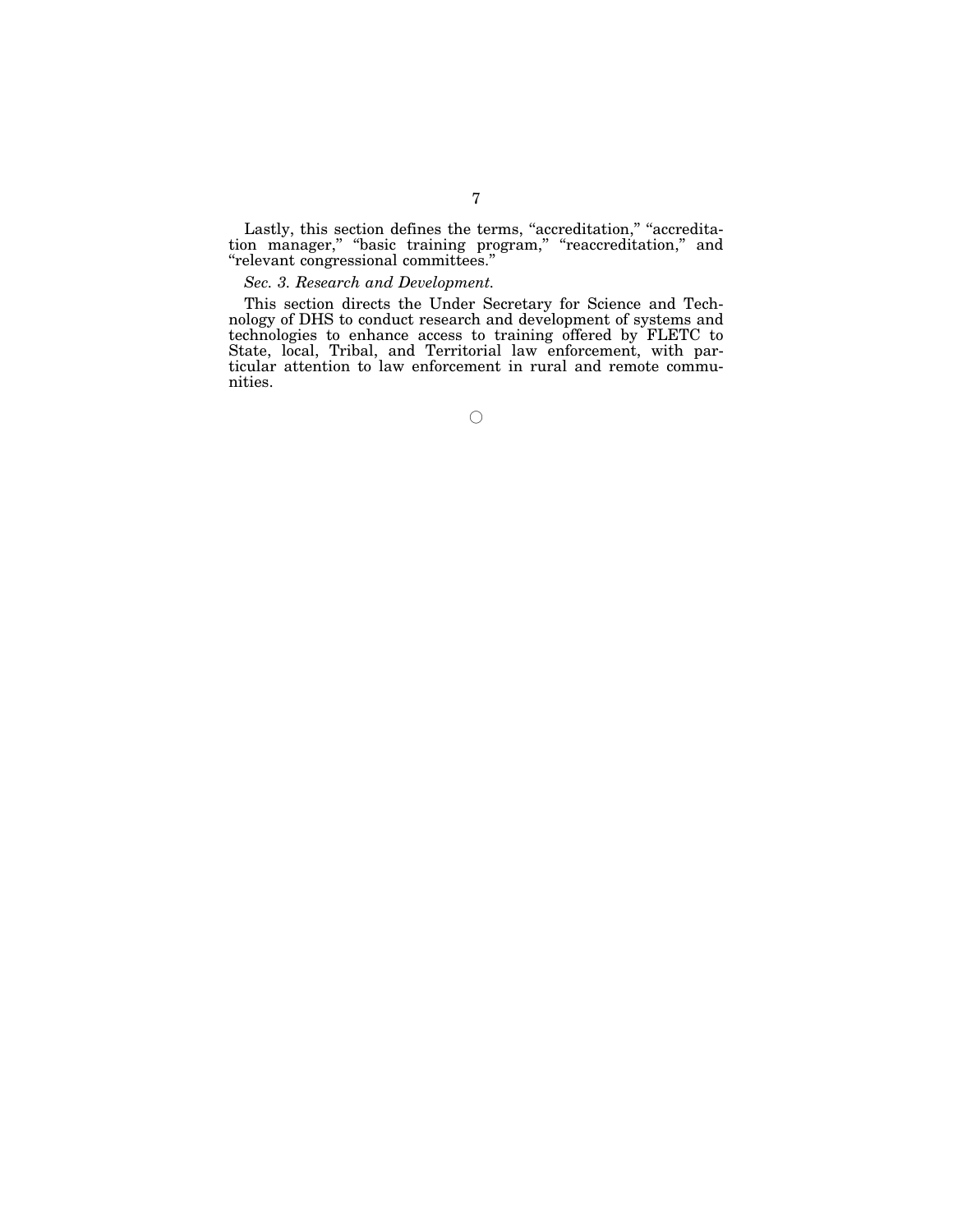Lastly, this section defines the terms, "accreditation," "accreditation manager," "basic training program," "reaccreditation," and "relevant congressional committees."

*Sec. 3. Research and Development.*

This section directs the Under Secretary for Science and Technology of DHS to conduct research and development of systems and technologies to enhance access to training offered by FLETC to State, local, Tribal, and Territorial law enforcement, with particular attention to law enforcement in rural and remote communities.

○